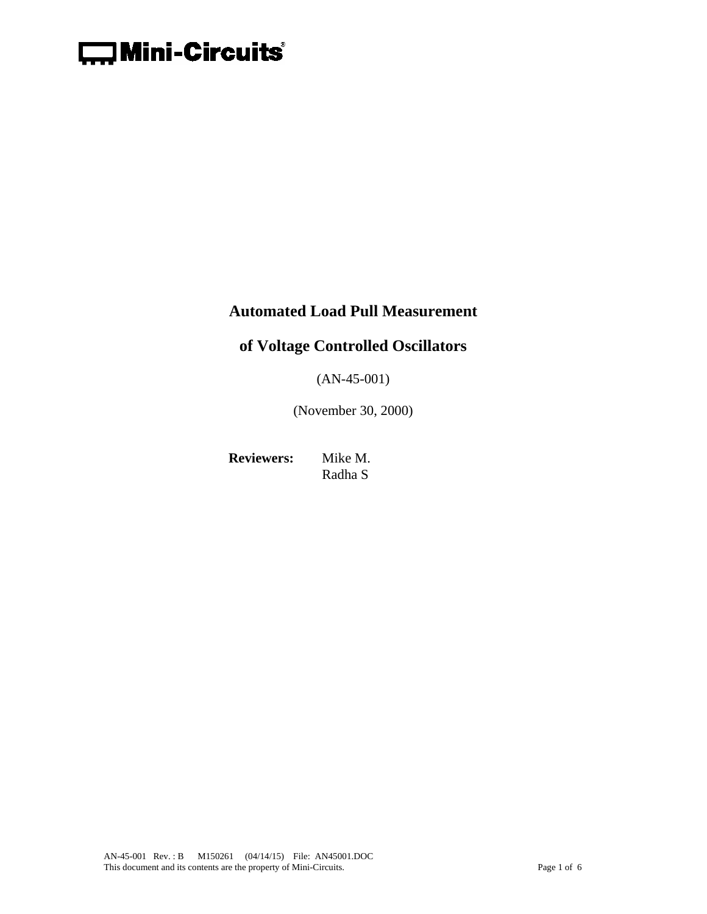Mini-Circuits®

# Automated Load Pull Measurement

# of Voltage Controlled Oscillators

(AN-45-001)

(November 30, 2000)

**Reviewers:** Mike M.
Radha S

AN-45-001 Rev. : B M150261 (04/14/15) File: AN45001.DOC
This document and its contents are the property of Mini-Circuits.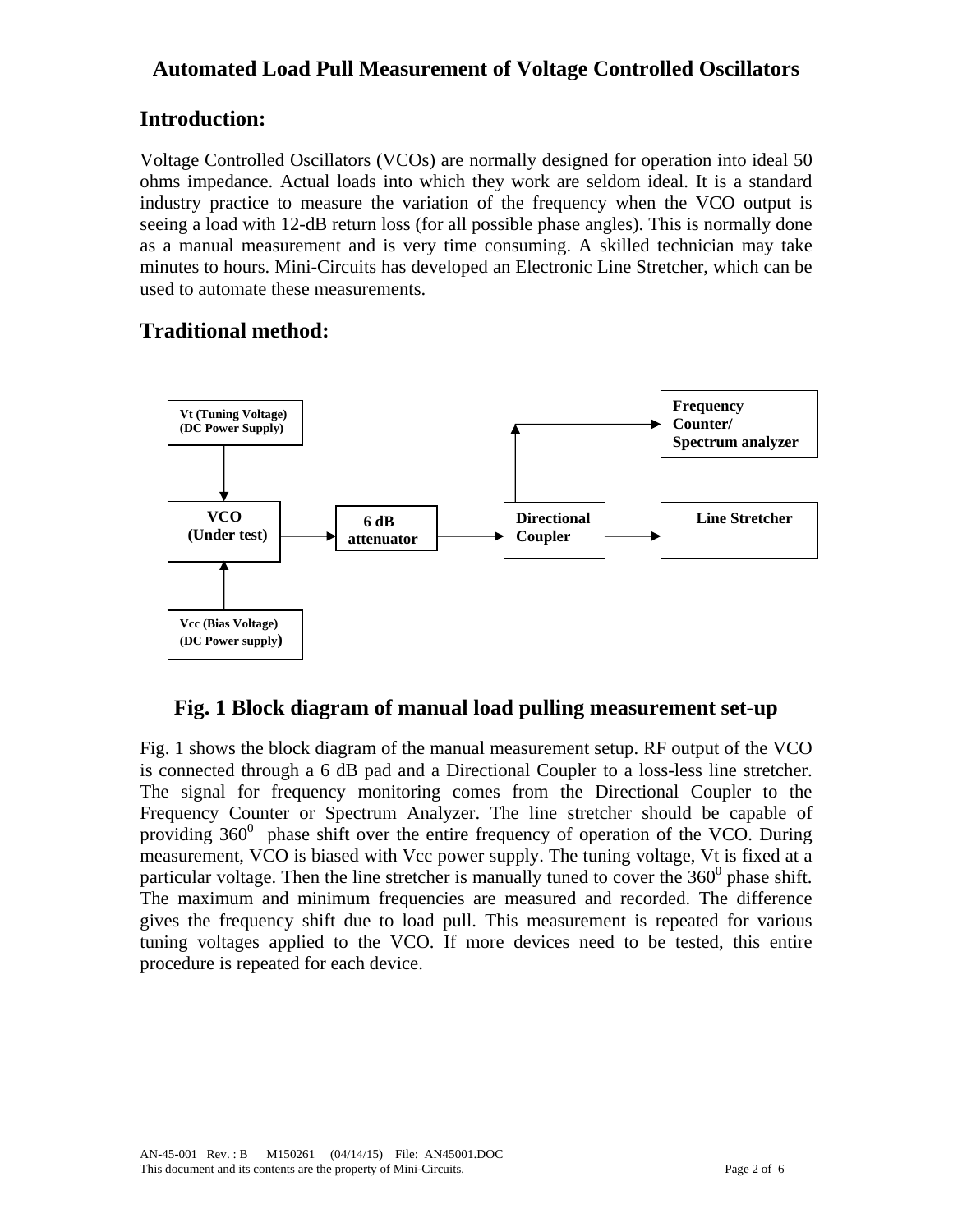# Automated Load Pull Measurement of Voltage Controlled Oscillators

## Introduction:

Voltage Controlled Oscillators (VCOs) are normally designed for operation into ideal 50 ohms impedance. Actual loads into which they work are seldom ideal. It is a standard industry practice to measure the variation of the frequency when the VCO output is seeing a load with 12-dB return loss (for all possible phase angles). This is normally done as a manual measurement and is very time consuming. A skilled technician may take minutes to hours. Mini-Circuits has developed an Electronic Line Stretcher, which can be used to automate these measurements.

## Traditional method:

Vt (Tuning Voltage) (DC Power Supply)

VCO (Under test)

6 dB attenuator

Directional Coupler

Frequency Counter/ Spectrum analyzer

Line Stretcher

Vcc (Bias Voltage) (DC Power supply)

**Fig. 1 Block diagram of manual load pulling measurement set-up**

Fig. 1 shows the block diagram of the manual measurement setup. RF output of the VCO is connected through a 6 dB pad and a Directional Coupler to a loss-less line stretcher. The signal for frequency monitoring comes from the Directional Coupler to the Frequency Counter or Spectrum Analyzer. The line stretcher should be capable of providing $360^0$ phase shift over the entire frequency of operation of the VCO. During measurement, VCO is biased with Vcc power supply. The tuning voltage, Vt is fixed at a particular voltage. Then the line stretcher is manually tuned to cover the $360^0$ phase shift. The maximum and minimum frequencies are measured and recorded. The difference gives the frequency shift due to load pull. This measurement is repeated for various tuning voltages applied to the VCO. If more devices need to be tested, this entire procedure is repeated for each device.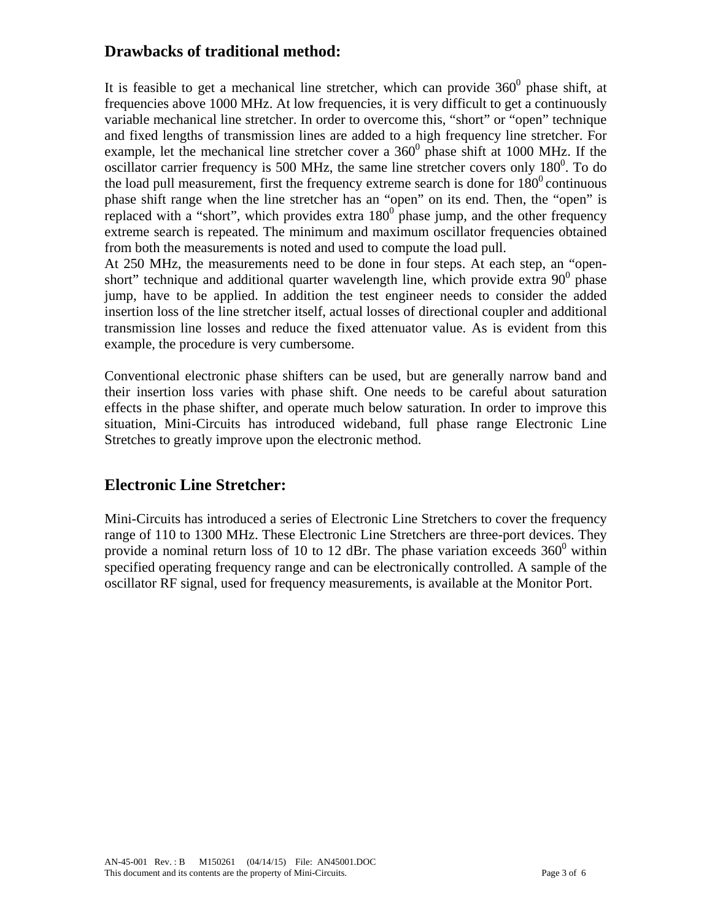## Drawbacks of traditional method:

It is feasible to get a mechanical line stretcher, which can provide $360^0$ phase shift, at frequencies above 1000 MHz. At low frequencies, it is very difficult to get a continuously variable mechanical line stretcher. In order to overcome this, "short" or "open" technique and fixed lengths of transmission lines are added to a high frequency line stretcher. For example, let the mechanical line stretcher cover a $360^0$ phase shift at 1000 MHz. If the oscillator carrier frequency is 500 MHz, the same line stretcher covers only $180^0$. To do the load pull measurement, first the frequency extreme search is done for $180^0$ continuous phase shift range when the line stretcher has an "open" on its end. Then, the "open" is replaced with a "short", which provides extra $180^0$ phase jump, and the other frequency extreme search is repeated. The minimum and maximum oscillator frequencies obtained from both the measurements is noted and used to compute the load pull.
At 250 MHz, the measurements need to be done in four steps. At each step, an "open-short" technique and additional quarter wavelength line, which provide extra $90^0$ phase jump, have to be applied. In addition the test engineer needs to consider the added insertion loss of the line stretcher itself, actual losses of directional coupler and additional transmission line losses and reduce the fixed attenuator value. As is evident from this example, the procedure is very cumbersome.

Conventional electronic phase shifters can be used, but are generally narrow band and their insertion loss varies with phase shift. One needs to be careful about saturation effects in the phase shifter, and operate much below saturation. In order to improve this situation, Mini-Circuits has introduced wideband, full phase range Electronic Line Stretches to greatly improve upon the electronic method.

## Electronic Line Stretcher:

Mini-Circuits has introduced a series of Electronic Line Stretchers to cover the frequency range of 110 to 1300 MHz. These Electronic Line Stretchers are three-port devices. They provide a nominal return loss of 10 to 12 dBr. The phase variation exceeds $360^0$ within specified operating frequency range and can be electronically controlled. A sample of the oscillator RF signal, used for frequency measurements, is available at the Monitor Port.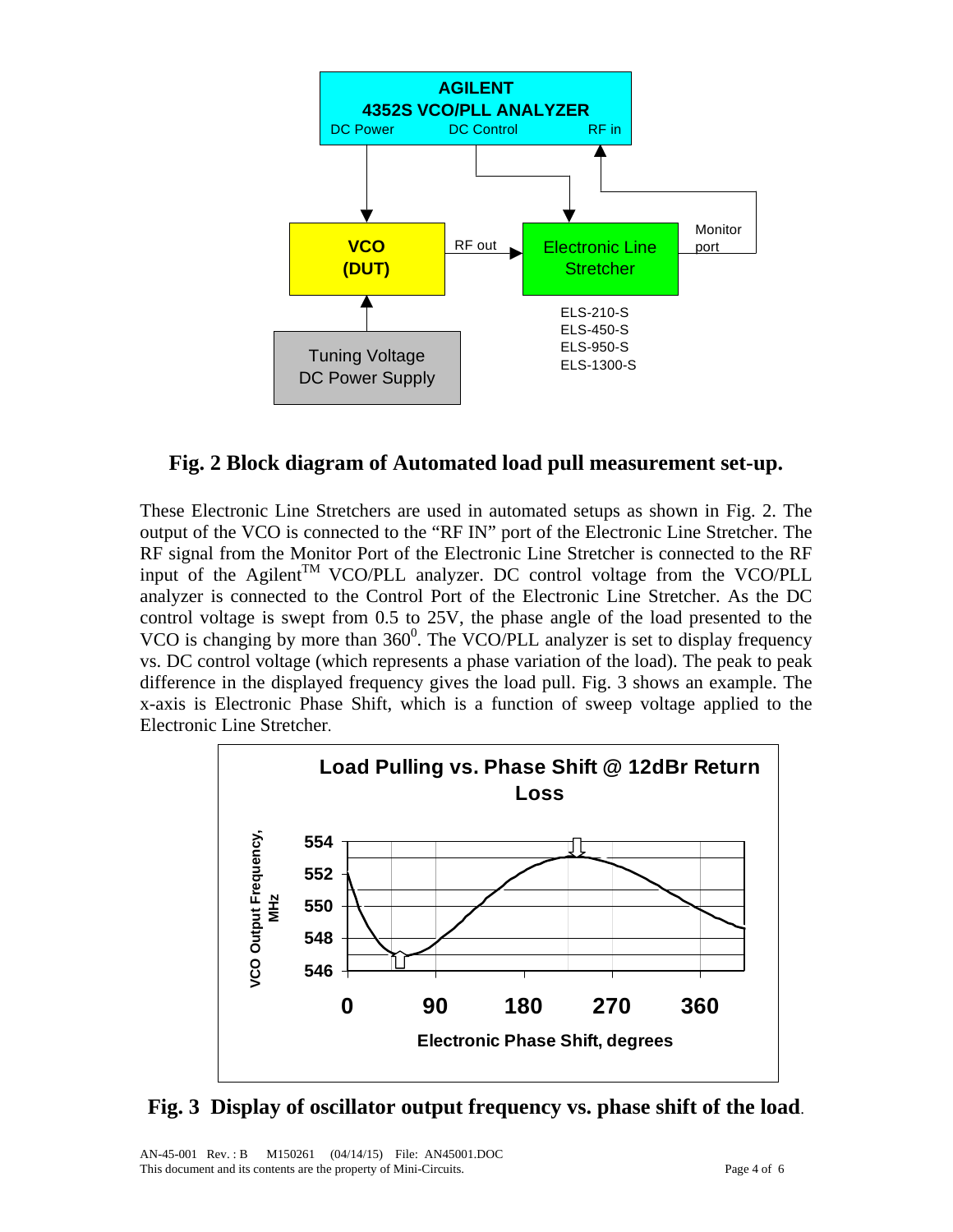**Fig. 2 Block diagram of Automated load pull measurement set-up.**

These Electronic Line Stretchers are used in automated setups as shown in Fig. 2. The output of the VCO is connected to the "RF IN" port of the Electronic Line Stretcher. The RF signal from the Monitor Port of the Electronic Line Stretcher is connected to the RF input of the Agilent[TM] VCO/PLL analyzer. DC control voltage from the VCO/PLL analyzer is connected to the Control Port of the Electronic Line Stretcher. As the DC control voltage is swept from 0.5 to 25V, the phase angle of the load presented to the VCO is changing by more than $360^0$. The VCO/PLL analyzer is set to display frequency vs. DC control voltage (which represents a phase variation of the load). The peak to peak difference in the displayed frequency gives the load pull. Fig. 3 shows an example. The x-axis is Electronic Phase Shift, which is a function of sweep voltage applied to the Electronic Line Stretcher.

**Fig. 3 Display of oscillator output frequency vs. phase shift of the load.**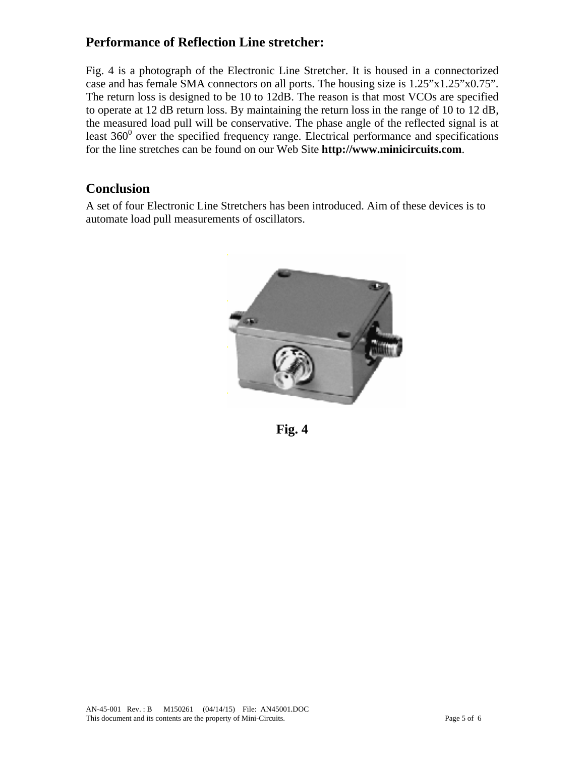## Performance of Reflection Line stretcher:

Fig. 4 is a photograph of the Electronic Line Stretcher. It is housed in a connectorized case and has female SMA connectors on all ports. The housing size is 1.25”x1.25”x0.75”. The return loss is designed to be 10 to 12dB. The reason is that most VCOs are specified to operate at 12 dB return loss. By maintaining the return loss in the range of 10 to 12 dB, the measured load pull will be conservative. The phase angle of the reflected signal is at least $360^0$ over the specified frequency range. Electrical performance and specifications for the line stretches can be found on our Web Site **http://www.minicircuits.com**.

## Conclusion

A set of four Electronic Line Stretchers has been introduced. Aim of these devices is to automate load pull measurements of oscillators.

**Fig. 4**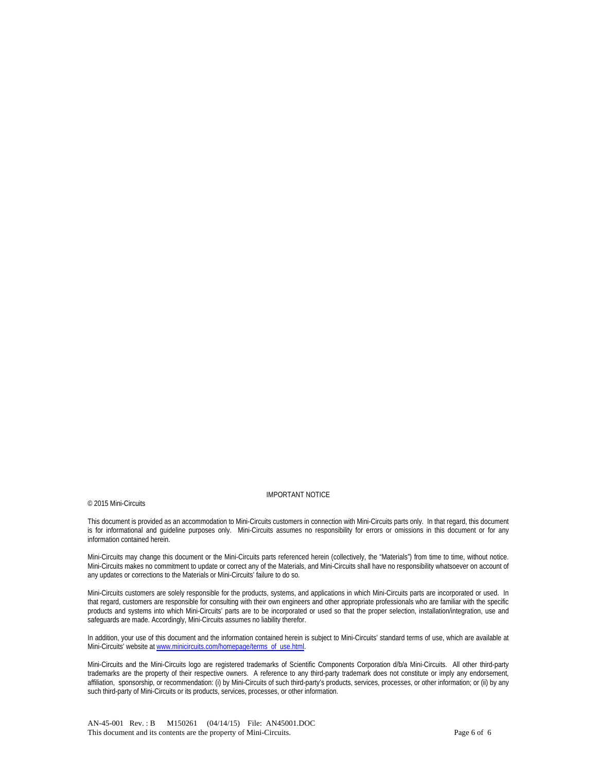IMPORTANT NOTICE

© 2015 Mini-Circuits

This document is provided as an accommodation to Mini-Circuits customers in connection with Mini-Circuits parts only. In that regard, this document is for informational and guideline purposes only. Mini-Circuits assumes no responsibility for errors or omissions in this document or for any information contained herein.

Mini-Circuits may change this document or the Mini-Circuits parts referenced herein (collectively, the "Materials") from time to time, without notice. Mini-Circuits makes no commitment to update or correct any of the Materials, and Mini-Circuits shall have no responsibility whatsoever on account of any updates or corrections to the Materials or Mini-Circuits' failure to do so.

Mini-Circuits customers are solely responsible for the products, systems, and applications in which Mini-Circuits parts are incorporated or used. In that regard, customers are responsible for consulting with their own engineers and other appropriate professionals who are familiar with the specific products and systems into which Mini-Circuits' parts are to be incorporated or used so that the proper selection, installation/integration, use and safeguards are made. Accordingly, Mini-Circuits assumes no liability therefor.

In addition, your use of this document and the information contained herein is subject to Mini-Circuits' standard terms of use, which are available at Mini-Circuits' website at [www.minicircuits.com/homepage/terms_of_use.html](www.minicircuits.com/homepage/terms_of_use.html).

Mini-Circuits and the Mini-Circuits logo are registered trademarks of Scientific Components Corporation d/b/a Mini-Circuits. All other third-party trademarks are the property of their respective owners. A reference to any third-party trademark does not constitute or imply any endorsement, affiliation, sponsorship, or recommendation: (i) by Mini-Circuits of such third-party's products, services, processes, or other information; or (ii) by any such third-party of Mini-Circuits or its products, services, processes, or other information.